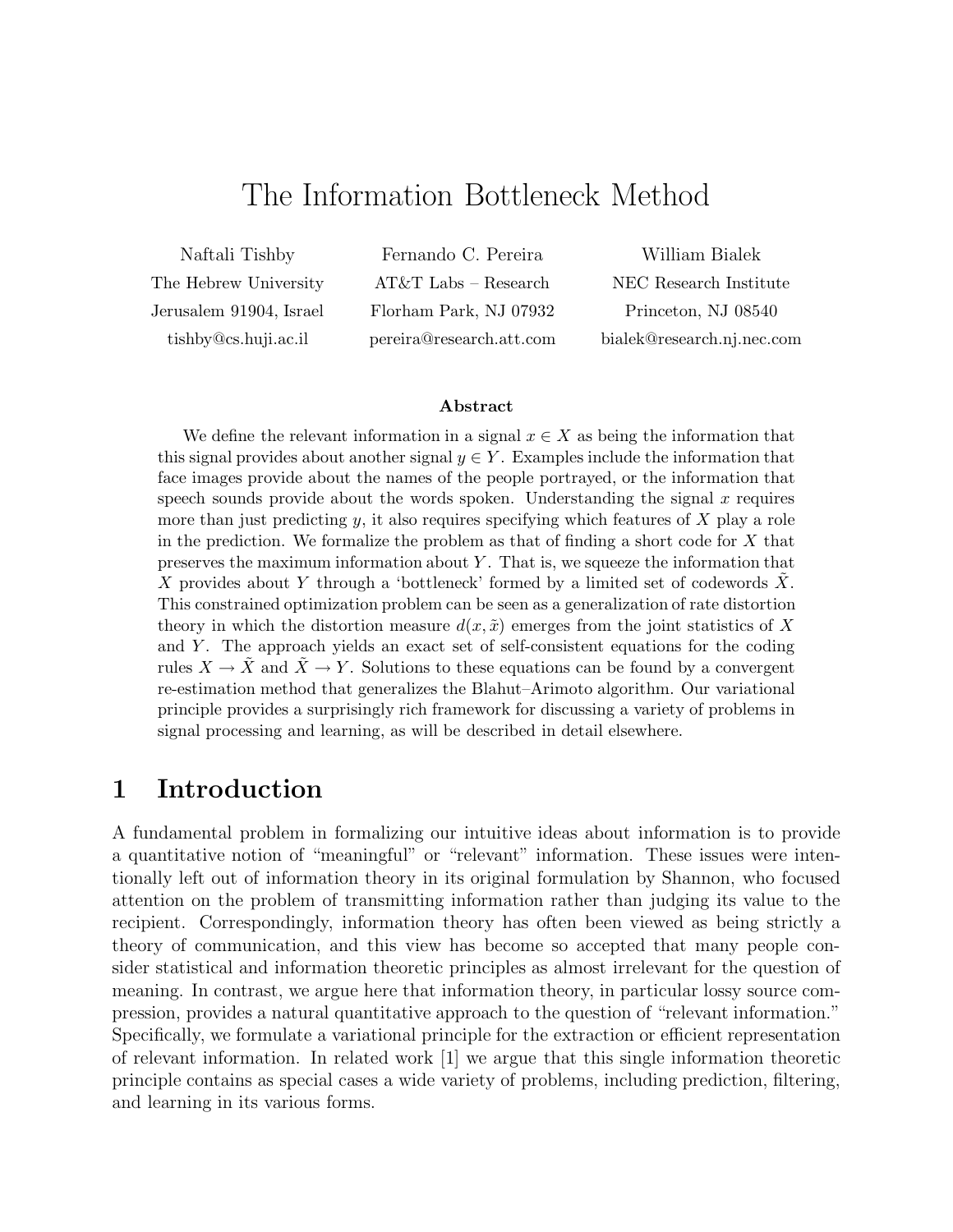# The Information Bottleneck Method

Naftali Tishby
The Hebrew University
Jerusalem 91904, Israel
tishby@cs.huji.ac.il

Fernando C. Pereira
AT&T Labs – Research
Florham Park, NJ 07932
pereira@research.att.com

William Bialek
NEC Research Institute
Princeton, NJ 08540
bialek@research.nj.nec.com

**Abstract**

We define the relevant information in a signal $x \in X$ as being the information that this signal provides about another signal $y \in Y$. Examples include the information that face images provide about the names of the people portrayed, or the information that speech sounds provide about the words spoken. Understanding the signal $x$ requires more than just predicting $y$, it also requires specifying which features of $X$ play a role in the prediction. We formalize the problem as that of finding a short code for $X$ that preserves the maximum information about $Y$. That is, we squeeze the information that $X$ provides about $Y$ through a 'bottleneck' formed by a limited set of codewords $\tilde{X}$. This constrained optimization problem can be seen as a generalization of rate distortion theory in which the distortion measure $d(x, \tilde{x})$ emerges from the joint statistics of $X$ and $Y$. The approach yields an exact set of self-consistent equations for the coding rules $X \to \tilde{X}$ and $\tilde{X} \to Y$. Solutions to these equations can be found by a convergent re-estimation method that generalizes the Blahut–Arimoto algorithm. Our variational principle provides a surprisingly rich framework for discussing a variety of problems in signal processing and learning, as will be described in detail elsewhere.

## 1 Introduction

A fundamental problem in formalizing our intuitive ideas about information is to provide a quantitative notion of "meaningful" or "relevant" information. These issues were intentionally left out of information theory in its original formulation by Shannon, who focused attention on the problem of transmitting information rather than judging its value to the recipient. Correspondingly, information theory has often been viewed as being strictly a theory of communication, and this view has become so accepted that many people consider statistical and information theoretic principles as almost irrelevant for the question of meaning. In contrast, we argue here that information theory, in particular lossy source compression, provides a natural quantitative approach to the question of "relevant information." Specifically, we formulate a variational principle for the extraction or efficient representation of relevant information. In related work [1] we argue that this single information theoretic principle contains as special cases a wide variety of problems, including prediction, filtering, and learning in its various forms.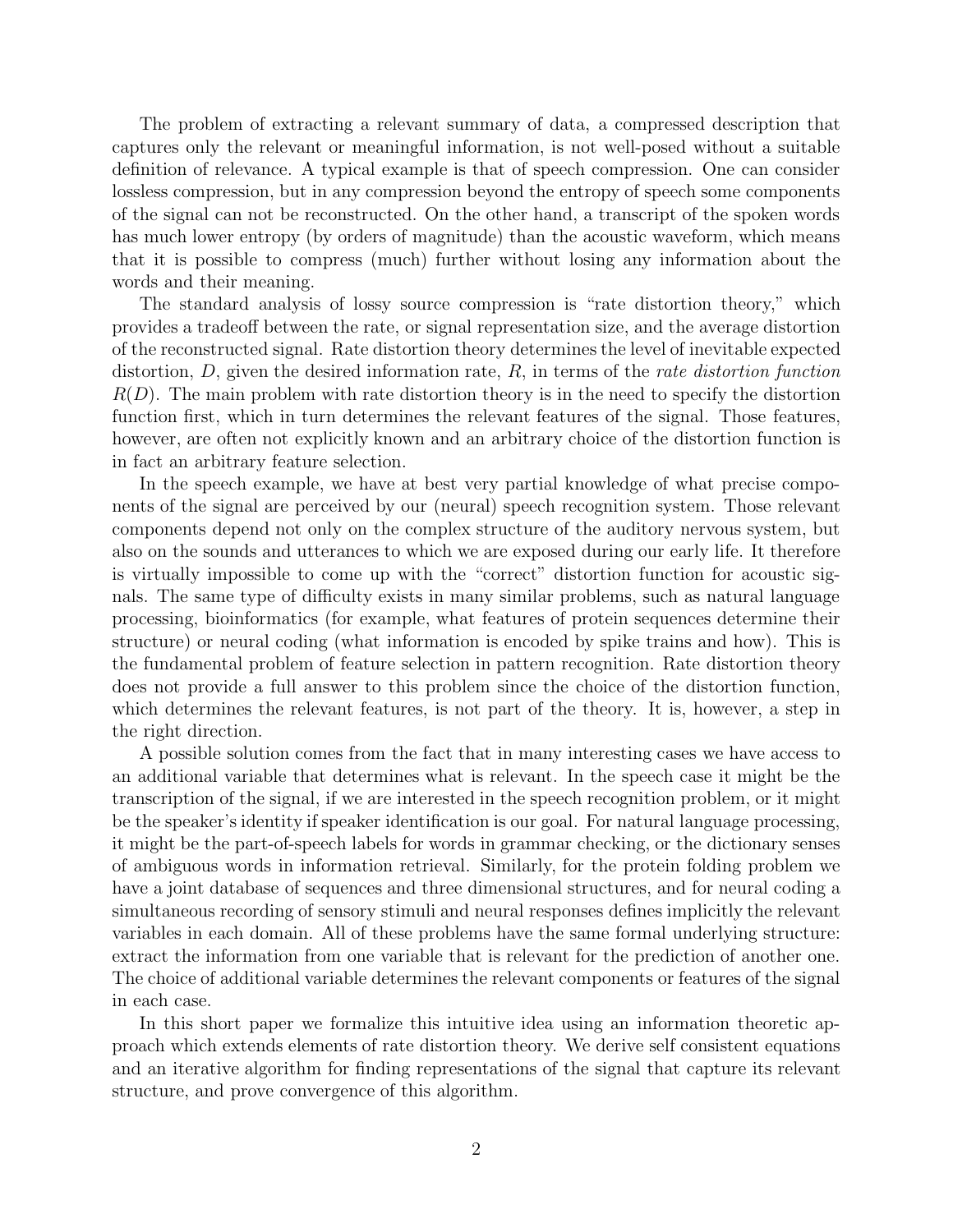The problem of extracting a relevant summary of data, a compressed description that captures only the relevant or meaningful information, is not well-posed without a suitable definition of relevance. A typical example is that of speech compression. One can consider lossless compression, but in any compression beyond the entropy of speech some components of the signal can not be reconstructed. On the other hand, a transcript of the spoken words has much lower entropy (by orders of magnitude) than the acoustic waveform, which means that it is possible to compress (much) further without losing any information about the words and their meaning.

The standard analysis of lossy source compression is "rate distortion theory," which provides a tradeoff between the rate, or signal representation size, and the average distortion of the reconstructed signal. Rate distortion theory determines the level of inevitable expected distortion, $D$, given the desired information rate, $R$, in terms of the *rate distortion function* $R(D)$. The main problem with rate distortion theory is in the need to specify the distortion function first, which in turn determines the relevant features of the signal. Those features, however, are often not explicitly known and an arbitrary choice of the distortion function is in fact an arbitrary feature selection.

In the speech example, we have at best very partial knowledge of what precise components of the signal are perceived by our (neural) speech recognition system. Those relevant components depend not only on the complex structure of the auditory nervous system, but also on the sounds and utterances to which we are exposed during our early life. It therefore is virtually impossible to come up with the "correct" distortion function for acoustic signals. The same type of difficulty exists in many similar problems, such as natural language processing, bioinformatics (for example, what features of protein sequences determine their structure) or neural coding (what information is encoded by spike trains and how). This is the fundamental problem of feature selection in pattern recognition. Rate distortion theory does not provide a full answer to this problem since the choice of the distortion function, which determines the relevant features, is not part of the theory. It is, however, a step in the right direction.

A possible solution comes from the fact that in many interesting cases we have access to an additional variable that determines what is relevant. In the speech case it might be the transcription of the signal, if we are interested in the speech recognition problem, or it might be the speaker's identity if speaker identification is our goal. For natural language processing, it might be the part-of-speech labels for words in grammar checking, or the dictionary senses of ambiguous words in information retrieval. Similarly, for the protein folding problem we have a joint database of sequences and three dimensional structures, and for neural coding a simultaneous recording of sensory stimuli and neural responses defines implicitly the relevant variables in each domain. All of these problems have the same formal underlying structure: extract the information from one variable that is relevant for the prediction of another one. The choice of additional variable determines the relevant components or features of the signal in each case.

In this short paper we formalize this intuitive idea using an information theoretic approach which extends elements of rate distortion theory. We derive self consistent equations and an iterative algorithm for finding representations of the signal that capture its relevant structure, and prove convergence of this algorithm.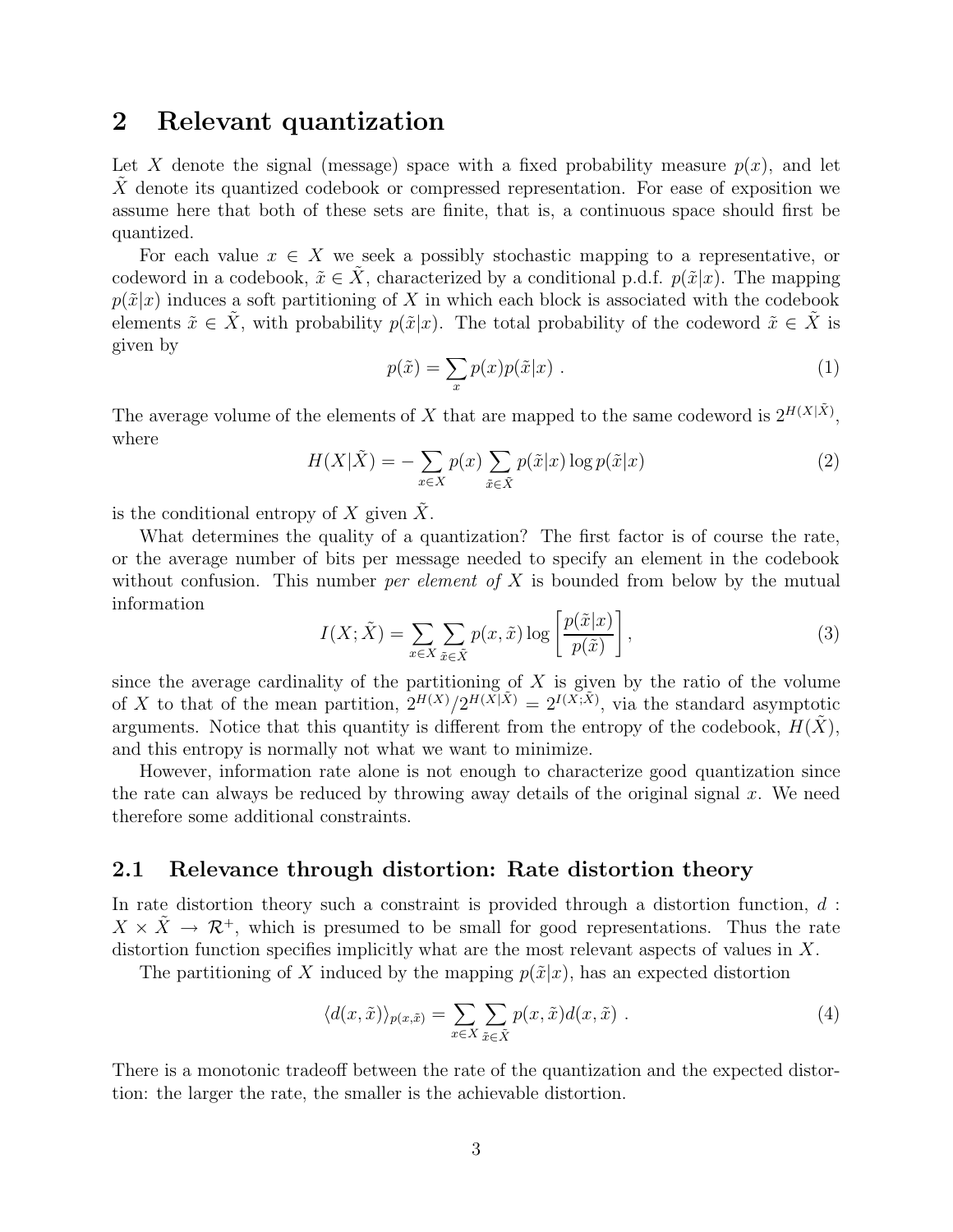## 2 Relevant quantization

Let $X$ denote the signal (message) space with a fixed probability measure $p(x)$, and let $\tilde{X}$ denote its quantized codebook or compressed representation. For ease of exposition we assume here that both of these sets are finite, that is, a continuous space should first be quantized.

For each value $x \in X$ we seek a possibly stochastic mapping to a representative, or codeword in a codebook, $\tilde{x} \in \tilde{X}$, characterized by a conditional p.d.f. $p(\tilde{x}|x)$. The mapping $p(\tilde{x}|x)$ induces a soft partitioning of $X$ in which each block is associated with the codebook elements $\tilde{x} \in \tilde{X}$, with probability $p(\tilde{x}|x)$. The total probability of the codeword $\tilde{x} \in \tilde{X}$ is given by

$$p(\tilde{x}) = \sum_x p(x)p(\tilde{x}|x) \; . \tag{1}$$

The average volume of the elements of $X$ that are mapped to the same codeword is $2^{H(X|\tilde{X})}$, where

$$H(X|\tilde{X}) = -\sum_{x \in X} p(x) \sum_{\tilde{x} \in \tilde{X}} p(\tilde{x}|x) \log p(\tilde{x}|x) \tag{2}$$

is the conditional entropy of $X$ given $\tilde{X}$.

What determines the quality of a quantization? The first factor is of course the rate, or the average number of bits per message needed to specify an element in the codebook without confusion. This number *per element of* $X$ is bounded from below by the mutual information

$$I(X;\tilde{X}) = \sum_{x \in X} \sum_{\tilde{x} \in \tilde{X}} p(x,\tilde{x}) \log \left[ \frac{p(\tilde{x}|x)}{p(\tilde{x})} \right], \tag{3}$$

since the average cardinality of the partitioning of $X$ is given by the ratio of the volume of $X$ to that of the mean partition, $2^{H(X)}/2^{H(X|\tilde{X})} = 2^{I(X;\tilde{X})}$, via the standard asymptotic arguments. Notice that this quantity is different from the entropy of the codebook, $H(\tilde{X})$, and this entropy is normally not what we want to minimize.

However, information rate alone is not enough to characterize good quantization since the rate can always be reduced by throwing away details of the original signal $x$. We need therefore some additional constraints.

### 2.1 Relevance through distortion: Rate distortion theory

In rate distortion theory such a constraint is provided through a distortion function, $d : X \times \tilde{X} \to \mathcal{R}^+$, which is presumed to be small for good representations. Thus the rate distortion function specifies implicitly what are the most relevant aspects of values in $X$.

The partitioning of $X$ induced by the mapping $p(\tilde{x}|x)$, has an expected distortion

$$\langle d(x,\tilde{x}) \rangle_{p(x,\tilde{x})} = \sum_{x \in X} \sum_{\tilde{x} \in \tilde{X}} p(x,\tilde{x}) d(x,\tilde{x}) \; . \tag{4}$$

There is a monotonic tradeoff between the rate of the quantization and the expected distortion: the larger the rate, the smaller is the achievable distortion.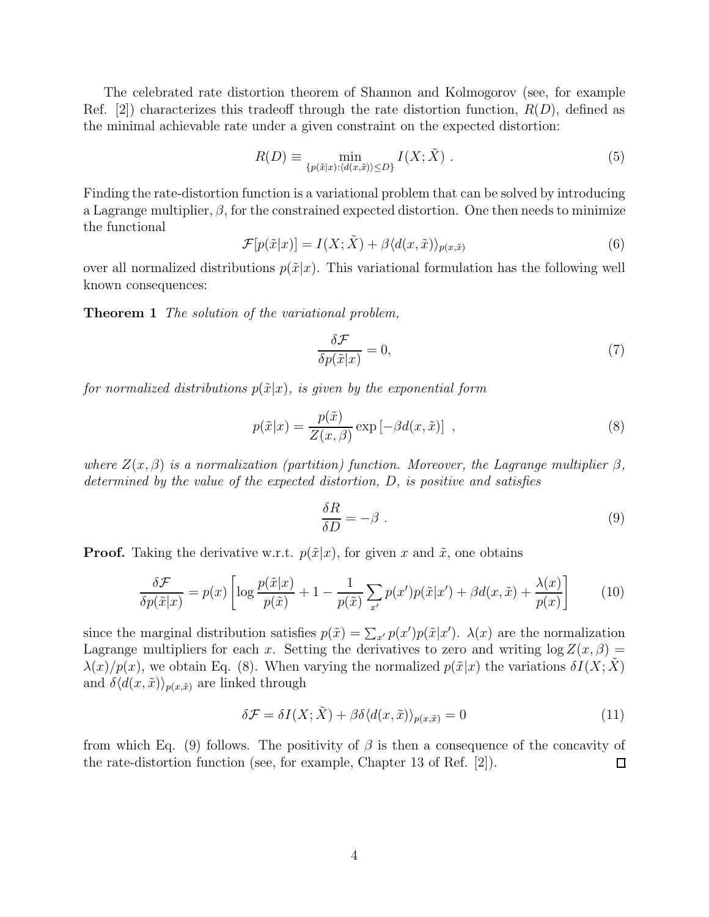The celebrated rate distortion theorem of Shannon and Kolmogorov (see, for example Ref. [2]) characterizes this tradeoff through the rate distortion function, $R(D)$, defined as the minimal achievable rate under a given constraint on the expected distortion:

$$R(D) \equiv \min_{\{p(\tilde{x}|x):\langle d(x,\tilde{x})\rangle \leq D\}} I(X;\tilde{X}) \ . \tag{5}$$

Finding the rate-distortion function is a variational problem that can be solved by introducing a Lagrange multiplier, $\beta$, for the constrained expected distortion. One then needs to minimize the functional

$$\mathcal{F}[p(\tilde{x}|x)] = I(X;\tilde{X}) + \beta \langle d(x,\tilde{x})\rangle_{p(x,\tilde{x})} \tag{6}$$

over all normalized distributions $p(\tilde{x}|x)$. This variational formulation has the following well known consequences:

**Theorem 1** *The solution of the variational problem,*

$$\frac{\delta \mathcal{F}}{\delta p(\tilde{x}|x)} = 0, \tag{7}$$

*for normalized distributions $p(\tilde{x}|x)$, is given by the exponential form*

$$p(\tilde{x}|x) = \frac{p(\tilde{x})}{Z(x,\beta)} \exp\left[-\beta d(x,\tilde{x})\right] \ , \tag{8}$$

*where $Z(x,\beta)$ is a normalization (partition) function. Moreover, the Lagrange multiplier $\beta$, determined by the value of the expected distortion, $D$, is positive and satisfies*

$$\frac{\delta R}{\delta D} = -\beta \ . \tag{9}$$

**Proof.** Taking the derivative w.r.t. $p(\tilde{x}|x)$, for given $x$ and $\tilde{x}$, one obtains

$$\frac{\delta \mathcal{F}}{\delta p(\tilde{x}|x)} = p(x)\left[\log \frac{p(\tilde{x}|x)}{p(\tilde{x})} + 1 - \frac{1}{p(\tilde{x})}\sum_{x'} p(x')p(\tilde{x}|x') + \beta d(x,\tilde{x}) + \frac{\lambda(x)}{p(x)}\right] \tag{10}$$

since the marginal distribution satisfies $p(\tilde{x}) = \sum_{x'} p(x')p(\tilde{x}|x')$. $\lambda(x)$ are the normalization Lagrange multipliers for each $x$. Setting the derivatives to zero and writing $\log Z(x,\beta) = \lambda(x)/p(x)$, we obtain Eq. (8). When varying the normalized $p(\tilde{x}|x)$ the variations $\delta I(X;\tilde{X})$ and $\delta\langle d(x,\tilde{x})\rangle_{p(x,\tilde{x})}$ are linked through

$$\delta \mathcal{F} = \delta I(X;\tilde{X}) + \beta \delta \langle d(x,\tilde{x})\rangle_{p(x,\tilde{x})} = 0 \tag{11}$$

from which Eq. (9) follows. The positivity of $\beta$ is then a consequence of the concavity of the rate-distortion function (see, for example, Chapter 13 of Ref. [2]). $\square$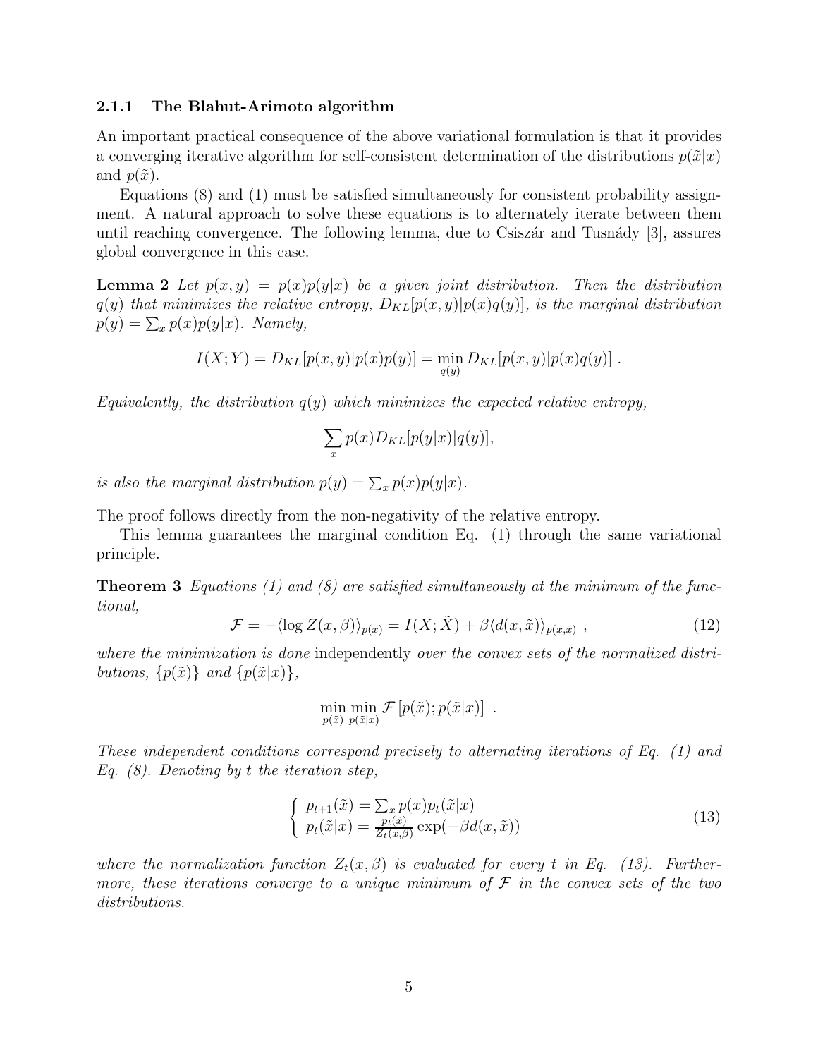#### 2.1.1 The Blahut-Arimoto algorithm

An important practical consequence of the above variational formulation is that it provides a converging iterative algorithm for self-consistent determination of the distributions $p(\tilde{x}|x)$ and $p(\tilde{x})$.

Equations (8) and (1) must be satisfied simultaneously for consistent probability assignment. A natural approach to solve these equations is to alternately iterate between them until reaching convergence. The following lemma, due to Csiszár and Tusnády [3], assures global convergence in this case.

**Lemma 2** *Let $p(x,y) = p(x)p(y|x)$ be a given joint distribution. Then the distribution $q(y)$ that minimizes the relative entropy, $D_{KL}[p(x,y)|p(x)q(y)]$, is the marginal distribution $p(y) = \sum_x p(x)p(y|x)$. Namely,*

$$I(X;Y) = D_{KL}[p(x,y)|p(x)p(y)] = \min_{q(y)} D_{KL}[p(x,y)|p(x)q(y)] \ .$$

*Equivalently, the distribution $q(y)$ which minimizes the expected relative entropy,*

$$\sum_x p(x) D_{KL}[p(y|x)|q(y)],$$

*is also the marginal distribution $p(y) = \sum_x p(x)p(y|x)$.*

The proof follows directly from the non-negativity of the relative entropy.

This lemma guarantees the marginal condition Eq. (1) through the same variational principle.

**Theorem 3** *Equations (1) and (8) are satisfied simultaneously at the minimum of the functional,*

$$\mathcal{F} = -\langle \log Z(x,\beta)\rangle_{p(x)} = I(X;\tilde{X}) + \beta \langle d(x,\tilde{x})\rangle_{p(x,\tilde{x})} \ , \tag{12}$$

*where the minimization is done* independently *over the convex sets of the normalized distributions, $\{p(\tilde{x})\}$ and $\{p(\tilde{x}|x)\}$,*

$$\min_{p(\tilde{x})} \min_{p(\tilde{x}|x)} \mathcal{F}\left[p(\tilde{x}); p(\tilde{x}|x)\right] \ .$$

*These independent conditions correspond precisely to alternating iterations of Eq. (1) and Eq. (8). Denoting by $t$ the iteration step,*

$$\left\{ \begin{array}{l} p_{t+1}(\tilde{x}) = \sum_x p(x) p_t(\tilde{x}|x) \\ p_t(\tilde{x}|x) = \frac{p_t(\tilde{x})}{Z_t(x,\beta)} \exp(-\beta d(x,\tilde{x})) \end{array} \right. \tag{13}$$

*where the normalization function $Z_t(x,\beta)$ is evaluated for every $t$ in Eq. (13). Furthermore, these iterations converge to a unique minimum of $\mathcal{F}$ in the convex sets of the two distributions.*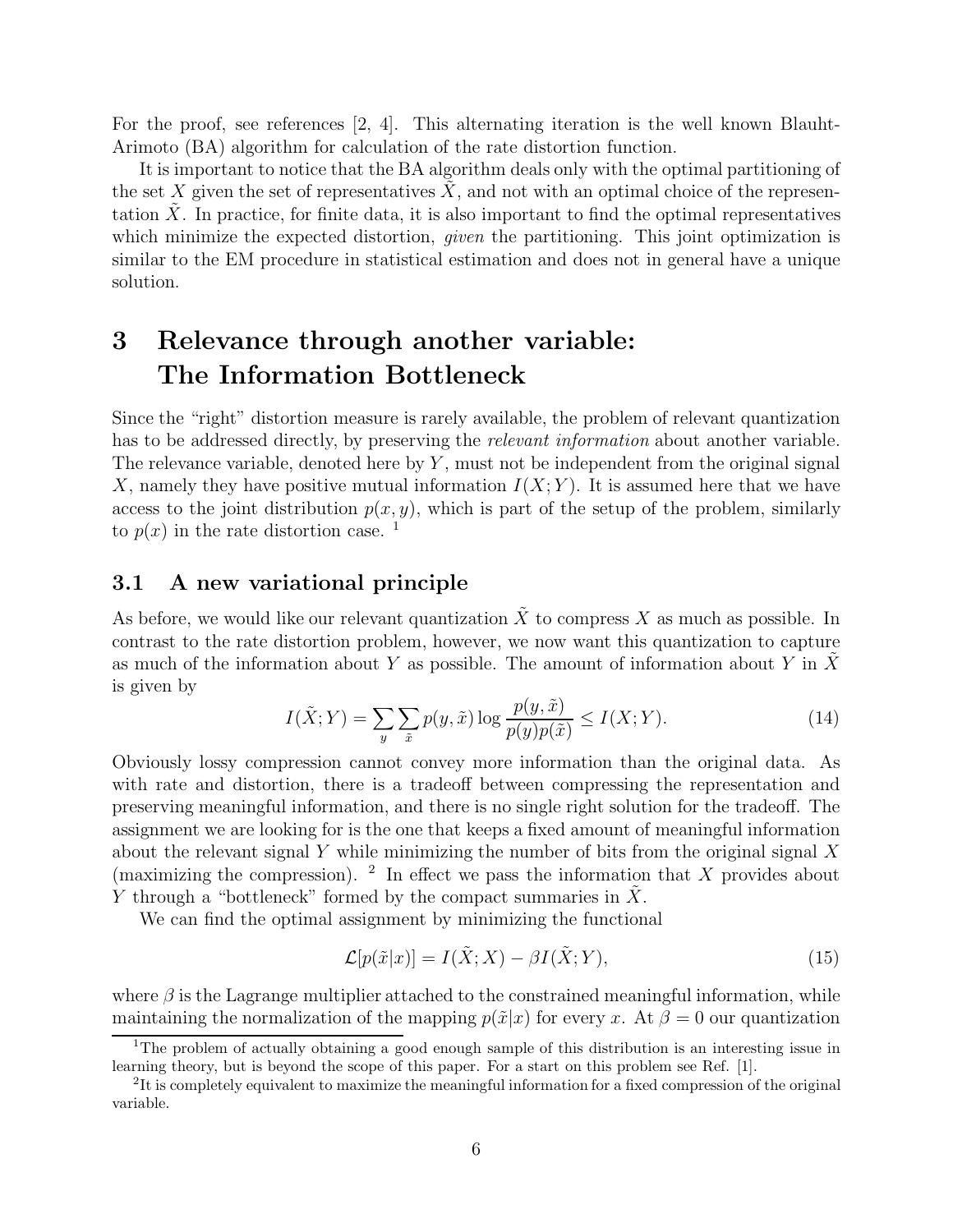For the proof, see references [2, 4]. This alternating iteration is the well known Blauht-Arimoto (BA) algorithm for calculation of the rate distortion function.

It is important to notice that the BA algorithm deals only with the optimal partitioning of the set $X$ given the set of representatives $\tilde{X}$, and not with an optimal choice of the representation $\tilde{X}$. In practice, for finite data, it is also important to find the optimal representatives which minimize the expected distortion, *given* the partitioning. This joint optimization is similar to the EM procedure in statistical estimation and does not in general have a unique solution.

# 3 Relevance through another variable: The Information Bottleneck

Since the "right" distortion measure is rarely available, the problem of relevant quantization has to be addressed directly, by preserving the *relevant information* about another variable. The relevance variable, denoted here by $Y$, must not be independent from the original signal $X$, namely they have positive mutual information $I(X;Y)$. It is assumed here that we have access to the joint distribution $p(x,y)$, which is part of the setup of the problem, similarly to $p(x)$ in the rate distortion case. [1]

## 3.1 A new variational principle

As before, we would like our relevant quantization $\tilde{X}$ to compress $X$ as much as possible. In contrast to the rate distortion problem, however, we now want this quantization to capture as much of the information about $Y$ as possible. The amount of information about $Y$ in $\tilde{X}$ is given by

$$I(\tilde{X};Y) = \sum_y \sum_{\tilde{x}} p(y,\tilde{x}) \log \frac{p(y,\tilde{x})}{p(y)p(\tilde{x})} \leq I(X;Y). \tag{14}$$

Obviously lossy compression cannot convey more information than the original data. As with rate and distortion, there is a tradeoff between compressing the representation and preserving meaningful information, and there is no single right solution for the tradeoff. The assignment we are looking for is the one that keeps a fixed amount of meaningful information about the relevant signal $Y$ while minimizing the number of bits from the original signal $X$ (maximizing the compression). [2] In effect we pass the information that $X$ provides about $Y$ through a "bottleneck" formed by the compact summaries in $\tilde{X}$.

We can find the optimal assignment by minimizing the functional

$$\mathcal{L}[p(\tilde{x}|x)] = I(\tilde{X};X) - \beta I(\tilde{X};Y), \tag{15}$$

where $\beta$ is the Lagrange multiplier attached to the constrained meaningful information, while maintaining the normalization of the mapping $p(\tilde{x}|x)$ for every $x$. At $\beta = 0$ our quantization

[1] The problem of actually obtaining a good enough sample of this distribution is an interesting issue in learning theory, but is beyond the scope of this paper. For a start on this problem see Ref. [1].

[2] It is completely equivalent to maximize the meaningful information for a fixed compression of the original variable.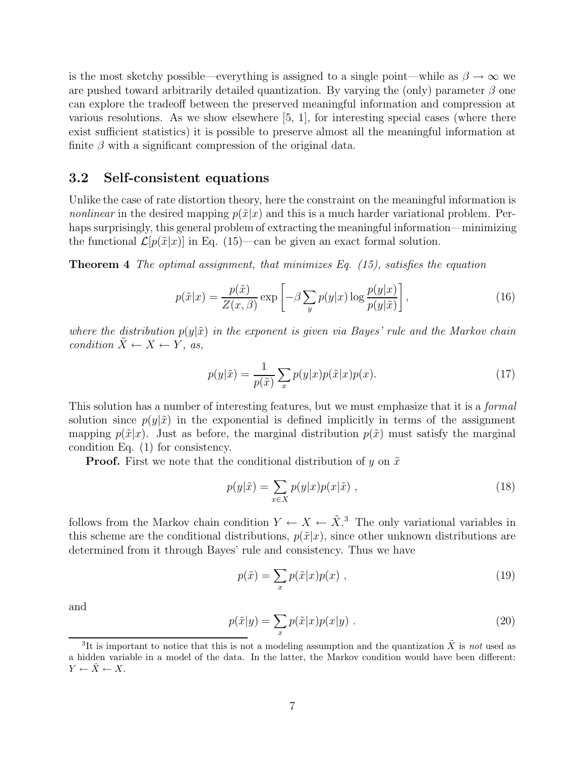is the most sketchy possible—everything is assigned to a single point—while as $\beta \to \infty$ we are pushed toward arbitrarily detailed quantization. By varying the (only) parameter $\beta$ one can explore the tradeoff between the preserved meaningful information and compression at various resolutions. As we show elsewhere [5, 1], for interesting special cases (where there exist sufficient statistics) it is possible to preserve almost all the meaningful information at finite $\beta$ with a significant compression of the original data.

### 3.2 Self-consistent equations

Unlike the case of rate distortion theory, here the constraint on the meaningful information is *nonlinear* in the desired mapping $p(\tilde{x}|x)$ and this is a much harder variational problem. Perhaps surprisingly, this general problem of extracting the meaningful information—minimizing the functional $\mathcal{L}[p(\tilde{x}|x)]$ in Eq. (15)—can be given an exact formal solution.

**Theorem 4** *The optimal assignment, that minimizes Eq. (15), satisfies the equation*

$$p(\tilde{x}|x) = \frac{p(\tilde{x})}{Z(x,\beta)} \exp\left[-\beta \sum_y p(y|x) \log \frac{p(y|x)}{p(y|\tilde{x})}\right], \tag{16}$$

*where the distribution $p(y|\tilde{x})$ in the exponent is given via Bayes' rule and the Markov chain condition $\tilde{X} \leftarrow X \leftarrow Y$, as,*

$$p(y|\tilde{x}) = \frac{1}{p(\tilde{x})} \sum_x p(y|x) p(\tilde{x}|x) p(x). \tag{17}$$

This solution has a number of interesting features, but we must emphasize that it is a *formal* solution since $p(y|\tilde{x})$ in the exponential is defined implicitly in terms of the assignment mapping $p(\tilde{x}|x)$. Just as before, the marginal distribution $p(\tilde{x})$ must satisfy the marginal condition Eq. (1) for consistency.

**Proof.** First we note that the conditional distribution of $y$ on $\tilde{x}$

$$p(y|\tilde{x}) = \sum_{x \in X} p(y|x) p(x|\tilde{x}) \ , \tag{18}$$

follows from the Markov chain condition $Y \leftarrow X \leftarrow \tilde{X}$.[3] The only variational variables in this scheme are the conditional distributions, $p(\tilde{x}|x)$, since other unknown distributions are determined from it through Bayes' rule and consistency. Thus we have

$$p(\tilde{x}) = \sum_x p(\tilde{x}|x) p(x) \ , \tag{19}$$

and

$$p(\tilde{x}|y) = \sum_x p(\tilde{x}|x) p(x|y) \ . \tag{20}$$

[3] It is important to notice that this is not a modeling assumption and the quantization $\tilde{X}$ is *not* used as a hidden variable in a model of the data. In the latter, the Markov condition would have been different: $Y \leftarrow \tilde{X} \leftarrow X$.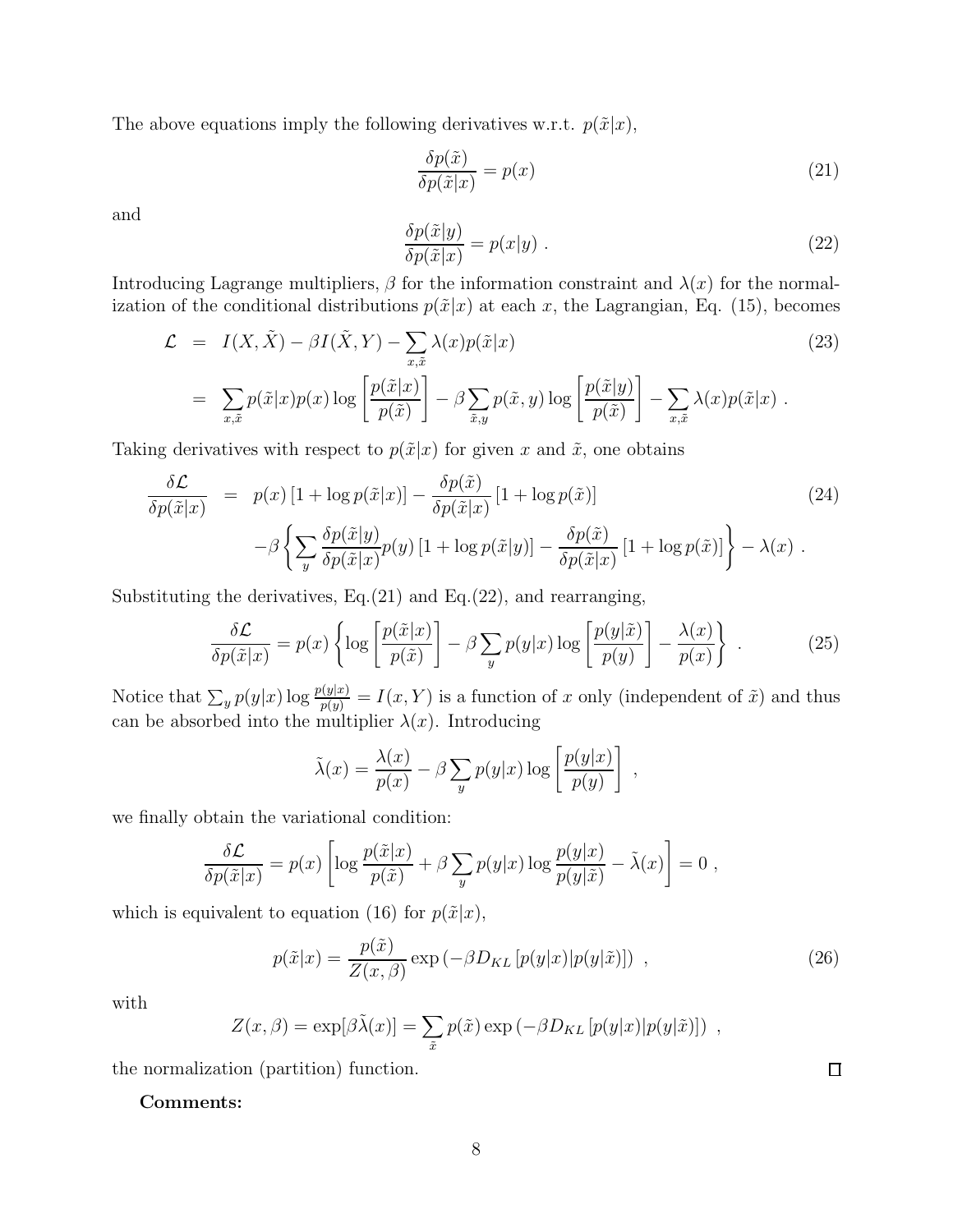The above equations imply the following derivatives w.r.t. $p(\tilde{x}|x)$,

$$\frac{\delta p(\tilde{x})}{\delta p(\tilde{x}|x)} = p(x) \tag{21}$$

and

$$\frac{\delta p(\tilde{x}|y)}{\delta p(\tilde{x}|x)} = p(x|y) \ . \tag{22}$$

Introducing Lagrange multipliers, $\beta$ for the information constraint and $\lambda(x)$ for the normalization of the conditional distributions $p(\tilde{x}|x)$ at each $x$, the Lagrangian, Eq. (15), becomes

$$\begin{aligned}
\mathcal{L} &= I(X,\tilde{X}) - \beta I(\tilde{X},Y) - \sum_{x,\tilde{x}} \lambda(x) p(\tilde{x}|x) \qquad (23) \\
&= \sum_{x,\tilde{x}} p(\tilde{x}|x)p(x) \log\left[\frac{p(\tilde{x}|x)}{p(\tilde{x})}\right] - \beta \sum_{\tilde{x},y} p(\tilde{x},y) \log\left[\frac{p(\tilde{x}|y)}{p(\tilde{x})}\right] - \sum_{x,\tilde{x}} \lambda(x) p(\tilde{x}|x) \ .
\end{aligned}$$

Taking derivatives with respect to $p(\tilde{x}|x)$ for given $x$ and $\tilde{x}$, one obtains

$$\begin{aligned}
\frac{\delta \mathcal{L}}{\delta p(\tilde{x}|x)} &= p(x)\left[1 + \log p(\tilde{x}|x)\right] - \frac{\delta p(\tilde{x})}{\delta p(\tilde{x}|x)}\left[1 + \log p(\tilde{x})\right] \qquad (24) \\
&\quad -\beta \left\{ \sum_y \frac{\delta p(\tilde{x}|y)}{\delta p(\tilde{x}|x)} p(y)\left[1 + \log p(\tilde{x}|y)\right] - \frac{\delta p(\tilde{x})}{\delta p(\tilde{x}|x)}\left[1 + \log p(\tilde{x})\right] \right\} - \lambda(x) \ .
\end{aligned}$$

Substituting the derivatives, Eq.(21) and Eq.(22), and rearranging,

$$\frac{\delta \mathcal{L}}{\delta p(\tilde{x}|x)} = p(x)\left\{ \log\left[\frac{p(\tilde{x}|x)}{p(\tilde{x})}\right] - \beta \sum_y p(y|x) \log\left[\frac{p(y|\tilde{x})}{p(y)}\right] - \frac{\lambda(x)}{p(x)} \right\} \ . \tag{25}$$

Notice that $\sum_y p(y|x) \log \frac{p(y|x)}{p(y)} = I(x,Y)$ is a function of $x$ only (independent of $\tilde{x}$) and thus can be absorbed into the multiplier $\lambda(x)$. Introducing

$$\tilde{\lambda}(x) = \frac{\lambda(x)}{p(x)} - \beta \sum_y p(y|x) \log\left[\frac{p(y|x)}{p(y)}\right] \ ,$$

we finally obtain the variational condition:

$$\frac{\delta \mathcal{L}}{\delta p(\tilde{x}|x)} = p(x)\left[\log \frac{p(\tilde{x}|x)}{p(\tilde{x})} + \beta \sum_y p(y|x) \log \frac{p(y|x)}{p(y|\tilde{x})} - \tilde{\lambda}(x)\right] = 0 \ ,$$

which is equivalent to equation (16) for $p(\tilde{x}|x)$,

$$p(\tilde{x}|x) = \frac{p(\tilde{x})}{Z(x,\beta)} \exp\left(-\beta D_{KL}\left[p(y|x)|p(y|\tilde{x})\right]\right) \ , \tag{26}$$

with

$$Z(x,\beta) = \exp[\beta\tilde{\lambda}(x)] = \sum_{\tilde{x}} p(\tilde{x}) \exp\left(-\beta D_{KL}\left[p(y|x)|p(y|\tilde{x})\right]\right) \ ,$$

the normalization (partition) function. □

**Comments:**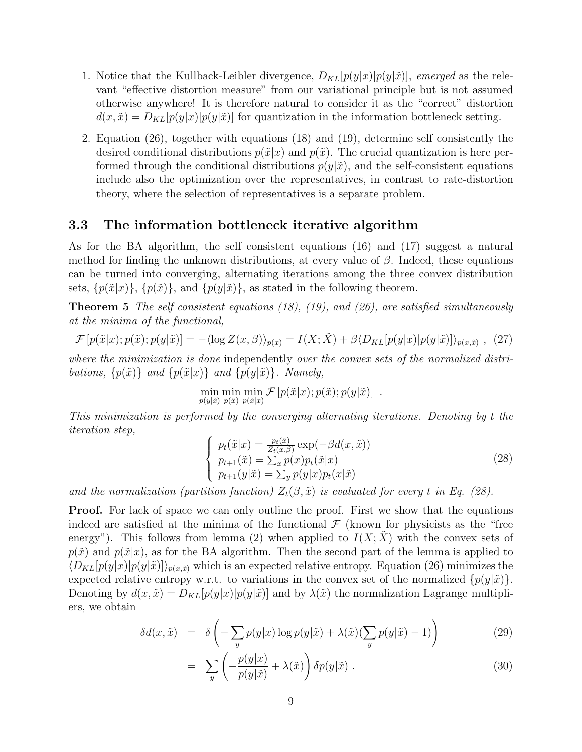1. Notice that the Kullback-Leibler divergence, $D_{KL}[p(y|x)|p(y|\tilde{x})]$, *emerged* as the relevant "effective distortion measure" from our variational principle but is not assumed otherwise anywhere! It is therefore natural to consider it as the "correct" distortion $d(x, \tilde{x}) = D_{KL}[p(y|x)|p(y|\tilde{x})]$ for quantization in the information bottleneck setting.

2. Equation (26), together with equations (18) and (19), determine self consistently the desired conditional distributions $p(\tilde{x}|x)$ and $p(\tilde{x})$. The crucial quantization is here performed through the conditional distributions $p(y|\tilde{x})$, and the self-consistent equations include also the optimization over the representatives, in contrast to rate-distortion theory, where the selection of representatives is a separate problem.

### 3.3 The information bottleneck iterative algorithm

As for the BA algorithm, the self consistent equations (16) and (17) suggest a natural method for finding the unknown distributions, at every value of $\beta$. Indeed, these equations can be turned into converging, alternating iterations among the three convex distribution sets, $\{p(\tilde{x}|x)\}$, $\{p(\tilde{x})\}$, and $\{p(y|\tilde{x})\}$, as stated in the following theorem.

**Theorem 5** *The self consistent equations (18), (19), and (26), are satisfied simultaneously at the minima of the functional,*

$$\mathcal{F}\left[p(\tilde{x}|x); p(\tilde{x}); p(y|\tilde{x})\right] = -\langle \log Z(x, \beta) \rangle_{p(x)} = I(X; \tilde{X}) + \beta \langle D_{KL}[p(y|x)|p(y|\tilde{x})] \rangle_{p(x,\tilde{x})} , \quad (27)$$

*where the minimization is done* independently *over the convex sets of the normalized distributions, $\{p(\tilde{x})\}$ and $\{p(\tilde{x}|x)\}$ and $\{p(y|\tilde{x})\}$. Namely,*

$$\min_{p(y|\tilde{x})} \min_{p(\tilde{x})} \min_{p(\tilde{x}|x)} \mathcal{F}\left[p(\tilde{x}|x); p(\tilde{x}); p(y|\tilde{x})\right] .$$

*This minimization is performed by the converging alternating iterations. Denoting by $t$ the iteration step,*

$$\left\{ \begin{array}{l} p_t(\tilde{x}|x) = \frac{p_t(\tilde{x})}{Z_t(x,\beta)} \exp(-\beta d(x, \tilde{x})) \\ p_{t+1}(\tilde{x}) = \sum_x p(x) p_t(\tilde{x}|x) \\ p_{t+1}(y|\tilde{x}) = \sum_y p(y|x) p_t(x|\tilde{x}) \end{array} \right. \quad (28)$$

*and the normalization (partition function) $Z_t(\beta, \tilde{x})$ is evaluated for every $t$ in Eq. (28).*

**Proof.** For lack of space we can only outline the proof. First we show that the equations indeed are satisfied at the minima of the functional $\mathcal{F}$ (known for physicists as the "free energy"). This follows from lemma (2) when applied to $I(X; \tilde{X})$ with the convex sets of $p(\tilde{x})$ and $p(\tilde{x}|x)$, as for the BA algorithm. Then the second part of the lemma is applied to $\langle D_{KL}[p(y|x)|p(y|\tilde{x})] \rangle_{p(x,\tilde{x})}$ which is an expected relative entropy. Equation (26) minimizes the expected relative entropy w.r.t. to variations in the convex set of the normalized $\{p(y|\tilde{x})\}$. Denoting by $d(x, \tilde{x}) = D_{KL}[p(y|x)|p(y|\tilde{x})]$ and by $\lambda(\tilde{x})$ the normalization Lagrange multipliers, we obtain

$$\begin{aligned} \delta d(x, \tilde{x}) &= \delta \left( -\sum_y p(y|x) \log p(y|\tilde{x}) + \lambda(\tilde{x}) (\sum_y p(y|\tilde{x}) - 1) \right) & (29) \\ &= \sum_y \left( -\frac{p(y|x)}{p(y|\tilde{x})} + \lambda(\tilde{x}) \right) \delta p(y|\tilde{x}) . & (30) \end{aligned}$$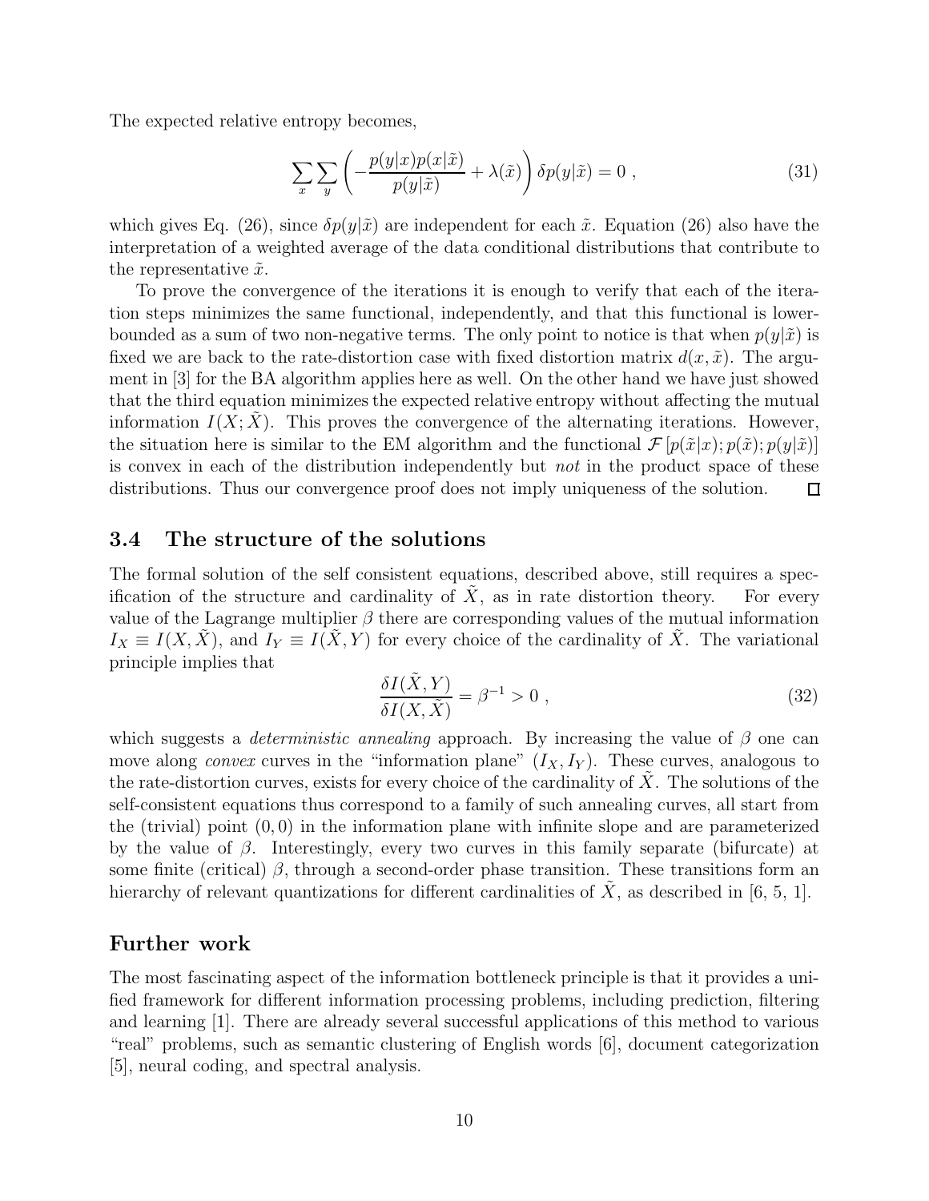The expected relative entropy becomes,

$$\sum_x \sum_y \left( -\frac{p(y|x)p(x|\tilde{x})}{p(y|\tilde{x})} + \lambda(\tilde{x}) \right) \delta p(y|\tilde{x}) = 0 \; , \tag{31}$$

which gives Eq. (26), since $\delta p(y|\tilde{x})$ are independent for each $\tilde{x}$. Equation (26) also have the interpretation of a weighted average of the data conditional distributions that contribute to the representative $\tilde{x}$.

To prove the convergence of the iterations it is enough to verify that each of the iteration steps minimizes the same functional, independently, and that this functional is lower-bounded as a sum of two non-negative terms. The only point to notice is that when $p(y|\tilde{x})$ is fixed we are back to the rate-distortion case with fixed distortion matrix $d(x, \tilde{x})$. The argument in [3] for the BA algorithm applies here as well. On the other hand we have just showed that the third equation minimizes the expected relative entropy without affecting the mutual information $I(X; \tilde{X})$. This proves the convergence of the alternating iterations. However, the situation here is similar to the EM algorithm and the functional $\mathcal{F}\left[p(\tilde{x}|x); p(\tilde{x}); p(y|\tilde{x})\right]$ is convex in each of the distribution independently but *not* in the product space of these distributions. Thus our convergence proof does not imply uniqueness of the solution. □

### 3.4 The structure of the solutions

The formal solution of the self consistent equations, described above, still requires a specification of the structure and cardinality of $\tilde{X}$, as in rate distortion theory. For every value of the Lagrange multiplier $\beta$ there are corresponding values of the mutual information $I_X \equiv I(X, \tilde{X})$, and $I_Y \equiv I(\tilde{X}, Y)$ for every choice of the cardinality of $\tilde{X}$. The variational principle implies that

$$\frac{\delta I(\tilde{X}, Y)}{\delta I(X, \tilde{X})} = \beta^{-1} > 0 \; , \tag{32}$$

which suggests a *deterministic annealing* approach. By increasing the value of $\beta$ one can move along *convex* curves in the "information plane" $(I_X, I_Y)$. These curves, analogous to the rate-distortion curves, exists for every choice of the cardinality of $\tilde{X}$. The solutions of the self-consistent equations thus correspond to a family of such annealing curves, all start from the (trivial) point $(0, 0)$ in the information plane with infinite slope and are parameterized by the value of $\beta$. Interestingly, every two curves in this family separate (bifurcate) at some finite (critical) $\beta$, through a second-order phase transition. These transitions form an hierarchy of relevant quantizations for different cardinalities of $\tilde{X}$, as described in [6, 5, 1].

## Further work

The most fascinating aspect of the information bottleneck principle is that it provides a unified framework for different information processing problems, including prediction, filtering and learning [1]. There are already several successful applications of this method to various "real" problems, such as semantic clustering of English words [6], document categorization [5], neural coding, and spectral analysis.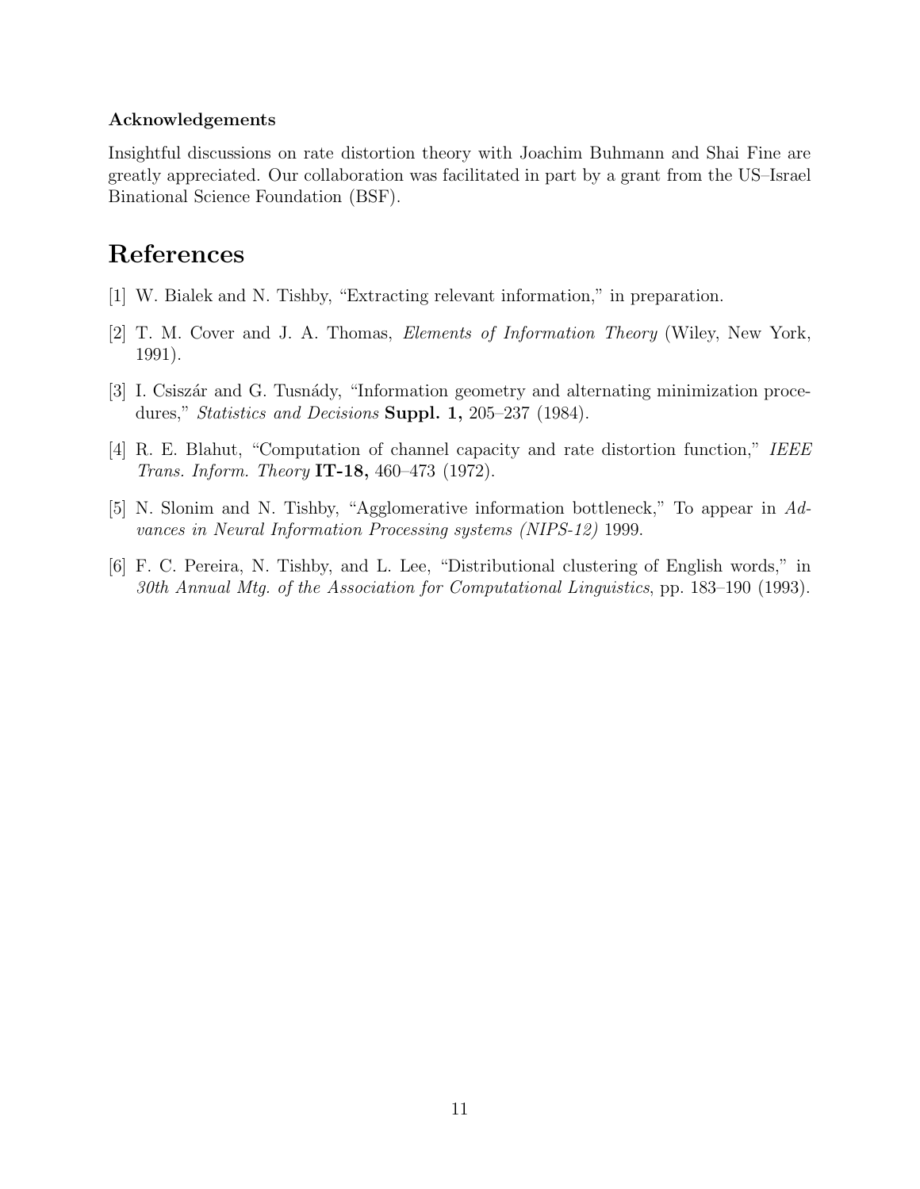### Acknowledgements

Insightful discussions on rate distortion theory with Joachim Buhmann and Shai Fine are greatly appreciated. Our collaboration was facilitated in part by a grant from the US–Israel Binational Science Foundation (BSF).

## References

[1] W. Bialek and N. Tishby, "Extracting relevant information," in preparation.

[2] T. M. Cover and J. A. Thomas, *Elements of Information Theory* (Wiley, New York, 1991).

[3] I. Csiszár and G. Tusnády, "Information geometry and alternating minimization procedures," *Statistics and Decisions* **Suppl. 1,** 205–237 (1984).

[4] R. E. Blahut, "Computation of channel capacity and rate distortion function," *IEEE Trans. Inform. Theory* **IT-18,** 460–473 (1972).

[5] N. Slonim and N. Tishby, "Agglomerative information bottleneck," To appear in *Advances in Neural Information Processing systems (NIPS-12)* 1999.

[6] F. C. Pereira, N. Tishby, and L. Lee, "Distributional clustering of English words," in *30th Annual Mtg. of the Association for Computational Linguistics*, pp. 183–190 (1993).